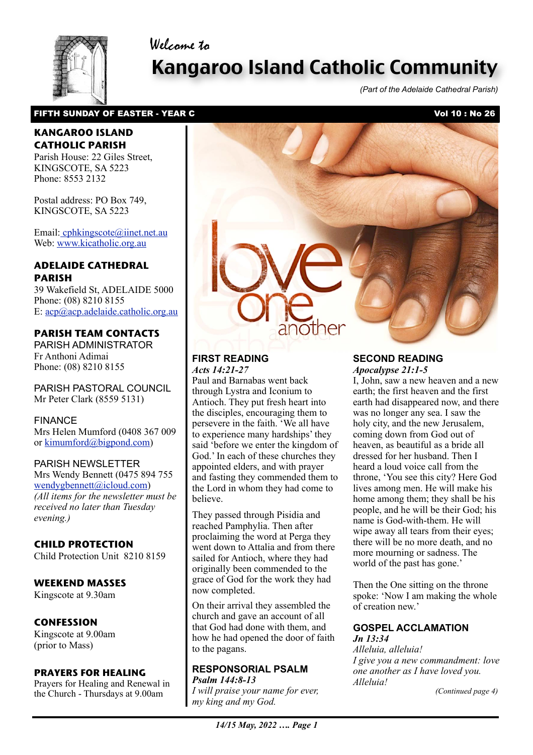Welcome to

# Kangaroo Island Catholic Community

*(Part of the Adelaide Cathedral Parish)*

**FIFTH SUNDAY OF EASTER - YEAR C** **Vol 10 : No 26**

## KANGAROO ISLAND CATHOLIC PARISH

Parish House: 22 Giles Street, KINGSCOTE, SA 5223
Phone: 8553 2132

Postal address: PO Box 749, KINGSCOTE, SA 5223

Email: cphkingscote@iinet.net.au
Web: www.kicatholic.org.au

## ADELAIDE CATHEDRAL PARISH

39 Wakefield St, ADELAIDE 5000
Phone: (08) 8210 8155
E: acp@acp.adelaide.catholic.org.au

## PARISH TEAM CONTACTS

PARISH ADMINISTRATOR
Fr Anthoni Adimai
Phone: (08) 8210 8155

PARISH PASTORAL COUNCIL
Mr Peter Clark (8559 5131)

FINANCE
Mrs Helen Mumford (0408 367 009 or kimumford@bigpond.com)

PARISH NEWSLETTER
Mrs Wendy Bennett (0475 894 755 wendygbennett@icloud.com)
*(All items for the newsletter must be received no later than Tuesday evening.)*

## CHILD PROTECTION

Child Protection Unit 8210 8159

## WEEKEND MASSES

Kingscote at 9.30am

## CONFESSION

Kingscote at 9.00am (prior to Mass)

## PRAYERS FOR HEALING

Prayers for Healing and Renewal in the Church - Thursdays at 9.00am

love one another

## FIRST READING

*Acts 14:21-27*

Paul and Barnabas went back through Lystra and Iconium to Antioch. They put fresh heart into the disciples, encouraging them to persevere in the faith. 'We all have to experience many hardships' they said 'before we enter the kingdom of God.' In each of these churches they appointed elders, and with prayer and fasting they commended them to the Lord in whom they had come to believe.

They passed through Pisidia and reached Pamphylia. Then after proclaiming the word at Perga they went down to Attalia and from there sailed for Antioch, where they had originally been commended to the grace of God for the work they had now completed.

On their arrival they assembled the church and gave an account of all that God had done with them, and how he had opened the door of faith to the pagans.

## RESPONSORIAL PSALM

*Psalm 144:8-13*

*I will praise your name for ever, my king and my God.*

## SECOND READING

*Apocalypse 21:1-5*

I, John, saw a new heaven and a new earth; the first heaven and the first earth had disappeared now, and there was no longer any sea. I saw the holy city, and the new Jerusalem, coming down from God out of heaven, as beautiful as a bride all dressed for her husband. Then I heard a loud voice call from the throne, 'You see this city? Here God lives among men. He will make his home among them; they shall be his people, and he will be their God; his name is God-with-them. He will wipe away all tears from their eyes; there will be no more death, and no more mourning or sadness. The world of the past has gone.'

Then the One sitting on the throne spoke: 'Now I am making the whole of creation new.'

## GOSPEL ACCLAMATION

*Jn 13:34*

*Alleluia, alleluia!*
*I give you a new commandment: love one another as I have loved you.*
*Alleluia!*

*(Continued page 4)*

*14/15 May, 2022 ….*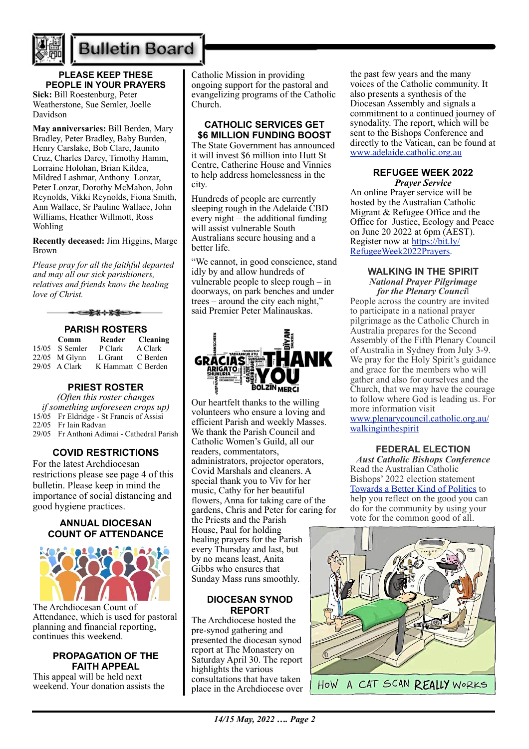# Bulletin Board

## PLEASE KEEP THESE PEOPLE IN YOUR PRAYERS

**Sick:** Bill Roestenburg, Peter Weatherstone, Sue Semler, Joelle Davidson

**May anniversaries:** Bill Berden, Mary Bradley, Peter Bradley, Baby Burden, Henry Carslake, Bob Clare, Jaunito Cruz, Charles Darcy, Timothy Hamm, Lorraine Holohan, Brian Kildea, Mildred Lashmar, Anthony Lonzar, Peter Lonzar, Dorothy McMahon, John Reynolds, Vikki Reynolds, Fiona Smith, Ann Wallace, Sr Pauline Wallace, John Williams, Heather Willmott, Ross Wohling

**Recently deceased:** Jim Higgins, Marge Brown

*Please pray for all the faithful departed and may all our sick parishioners, relatives and friends know the healing love of Christ.*

## PARISH ROSTERS

| | Comm | Reader | Cleaning |
|---|---|---|---|
| 15/05 | S Semler | P Clark | A Clark |
| 22/05 | M Glynn | L Grant | C Berden |
| 29/05 | A Clark | K Hammatt | C Berden |

## PRIEST ROSTER

*(Often this roster changes if something unforeseen crops up)*

15/05 Fr Eldridge - St Francis of Assisi
22/05 Fr Iain Radvan
29/05 Fr Anthoni Adimai - Cathedral Parish

## COVID RESTRICTIONS

For the latest Archdiocesan restrictions please see page 4 of this bulletin. Please keep in mind the importance of social distancing and good hygiene practices.

## ANNUAL DIOCESAN COUNT OF ATTENDANCE

The Archdiocesan Count of Attendance, which is used for pastoral planning and financial reporting, continues this weekend.

## PROPAGATION OF THE FAITH APPEAL

This appeal will be held next weekend. Your donation assists the Catholic Mission in providing ongoing support for the pastoral and evangelizing programs of the Catholic Church.

## CATHOLIC SERVICES GET $6 MILLION FUNDING BOOST

The State Government has announced it will invest $6 million into Hutt St Centre, Catherine House and Vinnies to help address homelessness in the city.

Hundreds of people are currently sleeping rough in the Adelaide CBD every night – the additional funding will assist vulnerable South Australians secure housing and a better life.

"We cannot, in good conscience, stand idly by and allow hundreds of vulnerable people to sleep rough – in doorways, on park benches and under trees – around the city each night," said Premier Peter Malinauskas.

Our heartfelt thanks to the willing volunteers who ensure a loving and efficient Parish and weekly Masses. We thank the Parish Council and Catholic Women's Guild, all our readers, commentators, administrators, projector operators, Covid Marshals and cleaners. A special thank you to Viv for her music, Cathy for her beautiful flowers, Anna for taking care of the gardens, Chris and Peter for caring for the Priests and the Parish House, Paul for holding healing prayers for the Parish every Thursday and last, but by no means least, Anita Gibbs who ensures that Sunday Mass runs smoothly.

## DIOCESAN SYNOD REPORT

The Archdiocese hosted the pre-synod gathering and presented the diocesan synod report at The Monastery on Saturday April 30. The report highlights the various consultations that have taken place in the Archdiocese over the past few years and the many voices of the Catholic community. It also presents a synthesis of the Diocesan Assembly and signals a commitment to a continued journey of synodality. The report, which will be sent to the Bishops Conference and directly to the Vatican, can be found at www.adelaide.catholic.org.au

## REFUGEE WEEK 2022

***Prayer Service***

An online Prayer service will be hosted by the Australian Catholic Migrant & Refugee Office and the Office for Justice, Ecology and Peace on June 20 2022 at 6pm (AEST). Register now at https://bit.ly/RefugeeWeek2022Prayers.

## WALKING IN THE SPIRIT

***National Prayer Pilgrimage for the Plenary Council***

People across the country are invited to participate in a national prayer pilgrimage as the Catholic Church in Australia prepares for the Second Assembly of the Fifth Plenary Council of Australia in Sydney from July 3-9. We pray for the Holy Spirit's guidance and grace for the members who will gather and also for ourselves and the Church, that we may have the courage to follow where God is leading us. For more information visit www.plenarycouncil.catholic.org.au/walkinginthespirit

## FEDERAL ELECTION

***Aust Catholic Bishops Conference***

Read the Australian Catholic Bishops' 2022 election statement Towards a Better Kind of Politics to help you reflect on the good you can do for the community by using your vote for the common good of all.

HOW A CAT SCAN REALLY WORKS

*14/15 May, 2022 …. Page 2*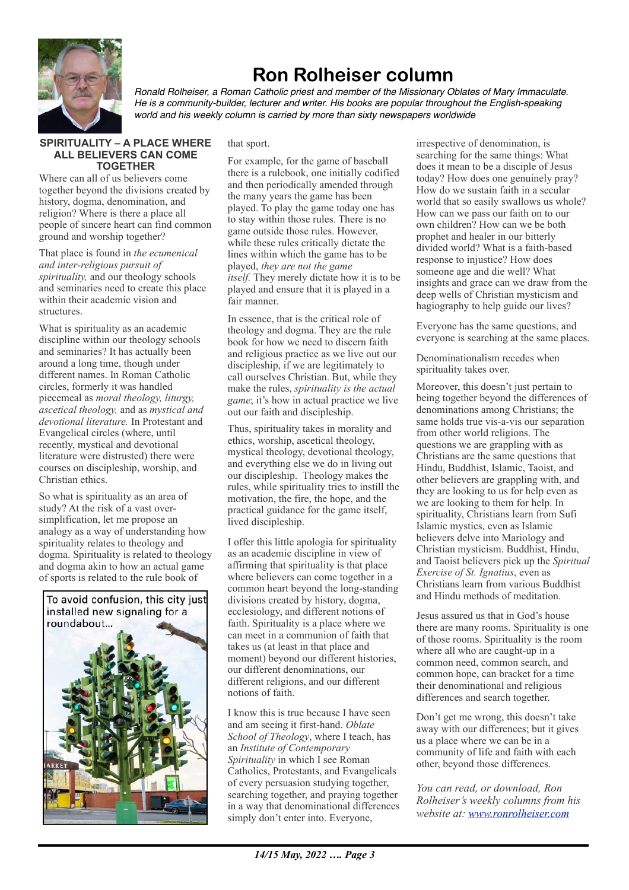# Ron Rolheiser column

*Ronald Rolheiser, a Roman Catholic priest and member of the Missionary Oblates of Mary Immaculate. He is a community-builder, lecturer and writer. His books are popular throughout the English-speaking world and his weekly column is carried by more than sixty newspapers worldwide*

## SPIRITUALITY – A PLACE WHERE ALL BELIEVERS CAN COME TOGETHER

Where can all of us believers come together beyond the divisions created by history, dogma, denomination, and religion? Where is there a place all people of sincere heart can find common ground and worship together?

That place is found in *the ecumenical and inter-religious pursuit of spirituality,* and our theology schools and seminaries need to create this place within their academic vision and structures.

What is spirituality as an academic discipline within our theology schools and seminaries? It has actually been around a long time, though under different names. In Roman Catholic circles, formerly it was handled piecemeal as *moral theology, liturgy, ascetical theology,* and as *mystical and devotional literature.* In Protestant and Evangelical circles (where, until recently, mystical and devotional literature were distrusted) there were courses on discipleship, worship, and Christian ethics.

So what is spirituality as an area of study? At the risk of a vast over-simplification, let me propose an analogy as a way of understanding how spirituality relates to theology and dogma. Spirituality is related to theology and dogma akin to how an actual game of sports is related to the rule book of that sport.

To avoid confusion, this city just installed new signaling for a roundabout...

For example, for the game of baseball there is a rulebook, one initially codified and then periodically amended through the many years the game has been played. To play the game today one has to stay within those rules. There is no game outside those rules. However, while these rules critically dictate the lines within which the game has to be played, *they are not the game itself.* They merely dictate how it is to be played and ensure that it is played in a fair manner.

In essence, that is the critical role of theology and dogma. They are the rule book for how we need to discern faith and religious practice as we live out our discipleship, if we are legitimately to call ourselves Christian. But, while they make the rules, *spirituality is the actual game*; it's how in actual practice we live out our faith and discipleship.

Thus, spirituality takes in morality and ethics, worship, ascetical theology, mystical theology, devotional theology, and everything else we do in living out our discipleship. Theology makes the rules, while spirituality tries to instill the motivation, the fire, the hope, and the practical guidance for the game itself, lived discipleship.

I offer this little apologia for spirituality as an academic discipline in view of affirming that spirituality is that place where believers can come together in a common heart beyond the long-standing divisions created by history, dogma, ecclesiology, and different notions of faith. Spirituality is a place where we can meet in a communion of faith that takes us (at least in that place and moment) beyond our different histories, our different denominations, our different religions, and our different notions of faith.

I know this is true because I have seen and am seeing it first-hand. *Oblate School of Theology*, where I teach, has an *Institute of Contemporary Spirituality* in which I see Roman Catholics, Protestants, and Evangelicals of every persuasion studying together, searching together, and praying together in a way that denominational differences simply don't enter into. Everyone, irrespective of denomination, is searching for the same things: What does it mean to be a disciple of Jesus today? How does one genuinely pray? How do we sustain faith in a secular world that so easily swallows us whole? How can we pass our faith on to our own children? How can we be both prophet and healer in our bitterly divided world? What is a faith-based response to injustice? How does someone age and die well? What insights and grace can we draw from the deep wells of Christian mysticism and hagiography to help guide our lives?

Everyone has the same questions, and everyone is searching at the same places.

Denominationalism recedes when spirituality takes over.

Moreover, this doesn't just pertain to being together beyond the differences of denominations among Christians; the same holds true vis-a-vis our separation from other world religions. The questions we are grappling with as Christians are the same questions that Hindu, Buddhist, Islamic, Taoist, and other believers are grappling with, and they are looking to us for help even as we are looking to them for help. In spirituality, Christians learn from Sufi Islamic mystics, even as Islamic believers delve into Mariology and Christian mysticism. Buddhist, Hindu, and Taoist believers pick up the *Spiritual Exercise of St. Ignatius*, even as Christians learn from various Buddhist and Hindu methods of meditation.

Jesus assured us that in God's house there are many rooms. Spirituality is one of those rooms. Spirituality is the room where all who are caught-up in a common need, common search, and common hope, can bracket for a time their denominational and religious differences and search together.

Don't get me wrong, this doesn't take away with our differences; but it gives us a place where we can be in a community of life and faith with each other, beyond those differences.

*You can read, or download, Ron Rolheiser's weekly columns from his website at: [www.ronrolheiser.com](http://www.ronrolheiser.com)*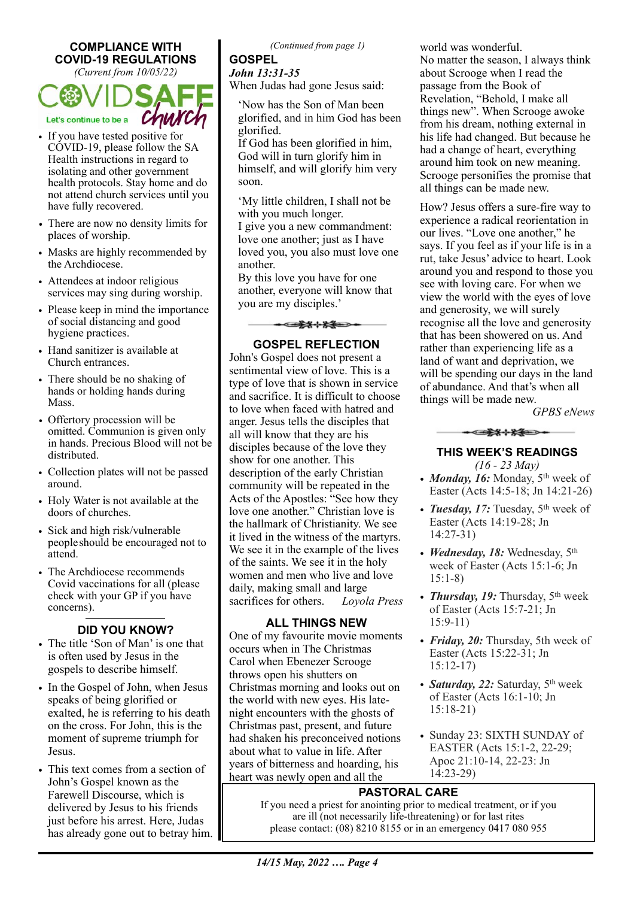## COMPLIANCE WITH COVID-19 REGULATIONS

*(Current from 10/05/22)*

COVIDSAFE church

Let's continue to be a

- If you have tested positive for COVID-19, please follow the SA Health instructions in regard to isolating and other government health protocols. Stay home and do not attend church services until you have fully recovered.
- There are now no density limits for places of worship.
- Masks are highly recommended by the Archdiocese.
- Attendees at indoor religious services may sing during worship.
- Please keep in mind the importance of social distancing and good hygiene practices.
- Hand sanitizer is available at Church entrances.
- There should be no shaking of hands or holding hands during Mass.
- Offertory procession will be omitted. Communion is given only in hands. Precious Blood will not be distributed.
- Collection plates will not be passed around.
- Holy Water is not available at the doors of churches.
- Sick and high risk/vulnerable people should be encouraged not to attend.
- The Archdiocese recommends Covid vaccinations for all (please check with your GP if you have concerns).

## DID YOU KNOW?

- The title 'Son of Man' is one that is often used by Jesus in the gospels to describe himself.
- In the Gospel of John, when Jesus speaks of being glorified or exalted, he is referring to his death on the cross. For John, this is the moment of supreme triumph for Jesus.
- This text comes from a section of John's Gospel known as the Farewell Discourse, which is delivered by Jesus to his friends just before his arrest. Here, Judas has already gone out to betray him.

*(Continued from page 1)*

## GOSPEL

***John 13:31-35***

When Judas had gone Jesus said:

'Now has the Son of Man been glorified, and in him God has been glorified.
If God has been glorified in him, God will in turn glorify him in himself, and will glorify him very soon.

'My little children, I shall not be with you much longer.
I give you a new commandment: love one another; just as I have loved you, you also must love one another.
By this love you have for one another, everyone will know that you are my disciples.'

## GOSPEL REFLECTION

John's Gospel does not present a sentimental view of love. This is a type of love that is shown in service and sacrifice. It is difficult to choose to love when faced with hatred and anger. Jesus tells the disciples that all will know that they are his disciples because of the love they show for one another. This description of the early Christian community will be repeated in the Acts of the Apostles: "See how they love one another." Christian love is the hallmark of Christianity. We see it lived in the witness of the martyrs. We see it in the example of the lives of the saints. We see it in the holy women and men who live and love daily, making small and large sacrifices for others. *Loyola Press*

## ALL THINGS NEW

One of my favourite movie moments occurs when in The Christmas Carol when Ebenezer Scrooge throws open his shutters on Christmas morning and looks out on the world with new eyes. His late-night encounters with the ghosts of Christmas past, present, and future had shaken his preconceived notions about what to value in life. After years of bitterness and hoarding, his heart was newly open and all the world was wonderful.

No matter the season, I always think about Scrooge when I read the passage from the Book of Revelation, "Behold, I make all things new". When Scrooge awoke from his dream, nothing external in his life had changed. But because he had a change of heart, everything around him took on new meaning. Scrooge personifies the promise that all things can be made new.

How? Jesus offers a sure-fire way to experience a radical reorientation in our lives. "Love one another," he says. If you feel as if your life is in a rut, take Jesus' advice to heart. Look around you and respond to those you see with loving care. For when we view the world with the eyes of love and generosity, we will surely recognise all the love and generosity that has been showered on us. And rather than experiencing life as a land of want and deprivation, we will be spending our days in the land of abundance. And that's when all things will be made new.

*GPBS eNews*

## THIS WEEK'S READINGS

*(16 - 23 May)*

- ***Monday, 16:*** Monday, 5th week of Easter (Acts 14:5-18; Jn 14:21-26)
- ***Tuesday, 17:*** Tuesday, 5th week of Easter (Acts 14:19-28; Jn 14:27-31)
- ***Wednesday, 18:*** Wednesday, 5th week of Easter (Acts 15:1-6; Jn 15:1-8)
- ***Thursday, 19:*** Thursday, 5th week of Easter (Acts 15:7-21; Jn 15:9-11)
- ***Friday, 20:*** Thursday, 5th week of Easter (Acts 15:22-31; Jn 15:12-17)
- ***Saturday, 22:*** Saturday, 5th week of Easter (Acts 16:1-10; Jn 15:18-21)
- Sunday 23: SIXTH SUNDAY of EASTER (Acts 15:1-2, 22-29; Apoc 21:10-14, 22-23: Jn 14:23-29)

## PASTORAL CARE

If you need a priest for anointing prior to medical treatment, or if you are ill (not necessarily life-threatening) or for last rites please contact: (08) 8210 8155 or in an emergency 0417 080 955